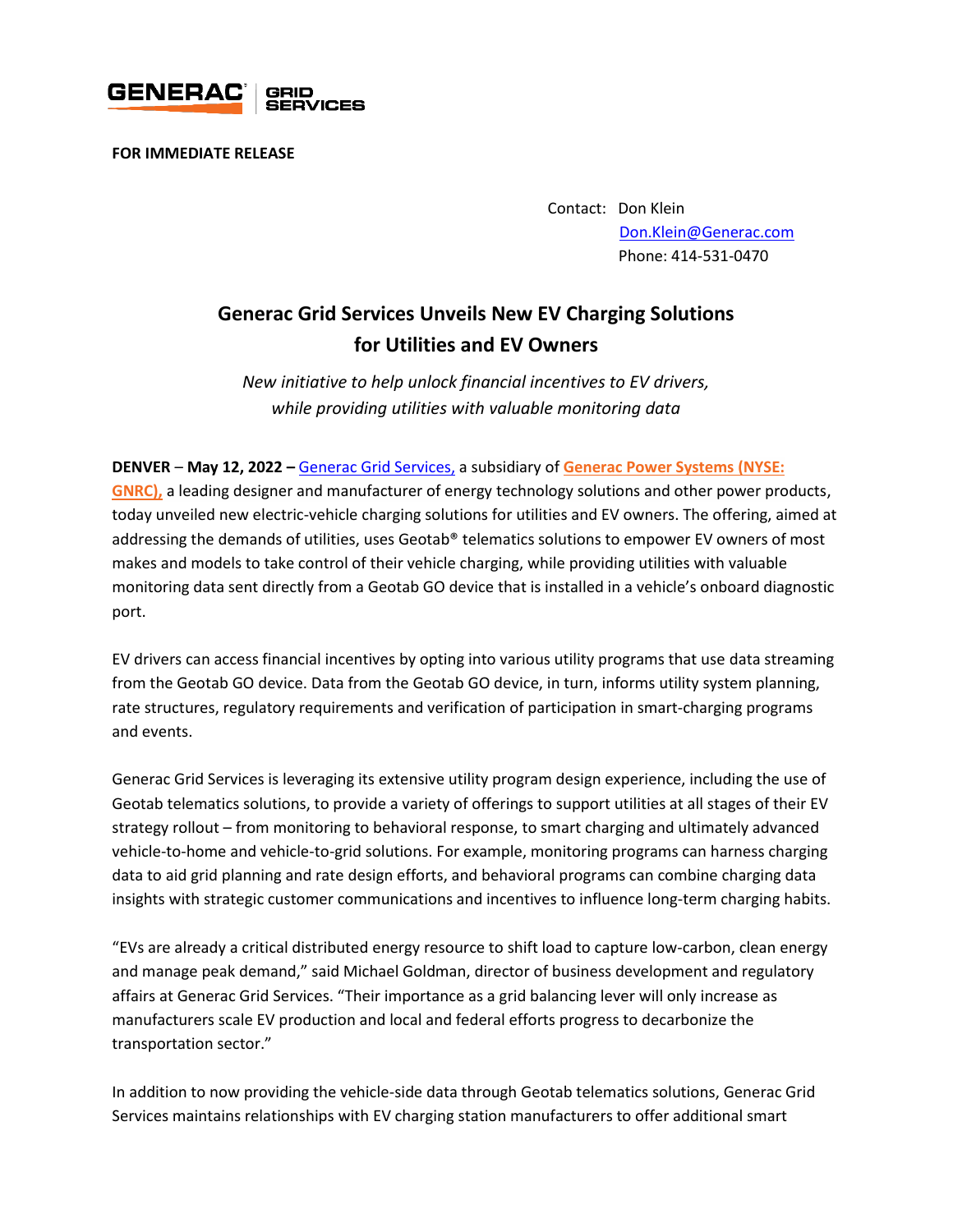GENERAC | GRID SERVICES

**FOR IMMEDIATE RELEASE**

Contact: Don Klein
Don.Klein@Generac.com
Phone: 414-531-0470

# Generac Grid Services Unveils New EV Charging Solutions for Utilities and EV Owners

*New initiative to help unlock financial incentives to EV drivers, while providing utilities with valuable monitoring data*

**DENVER** – **May 12, 2022 –** Generac Grid Services, a subsidiary of **Generac Power Systems (NYSE: GNRC),** a leading designer and manufacturer of energy technology solutions and other power products, today unveiled new electric-vehicle charging solutions for utilities and EV owners. The offering, aimed at addressing the demands of utilities, uses Geotab® telematics solutions to empower EV owners of most makes and models to take control of their vehicle charging, while providing utilities with valuable monitoring data sent directly from a Geotab GO device that is installed in a vehicle's onboard diagnostic port.

EV drivers can access financial incentives by opting into various utility programs that use data streaming from the Geotab GO device. Data from the Geotab GO device, in turn, informs utility system planning, rate structures, regulatory requirements and verification of participation in smart-charging programs and events.

Generac Grid Services is leveraging its extensive utility program design experience, including the use of Geotab telematics solutions, to provide a variety of offerings to support utilities at all stages of their EV strategy rollout – from monitoring to behavioral response, to smart charging and ultimately advanced vehicle-to-home and vehicle-to-grid solutions. For example, monitoring programs can harness charging data to aid grid planning and rate design efforts, and behavioral programs can combine charging data insights with strategic customer communications and incentives to influence long-term charging habits.

"EVs are already a critical distributed energy resource to shift load to capture low-carbon, clean energy and manage peak demand," said Michael Goldman, director of business development and regulatory affairs at Generac Grid Services. "Their importance as a grid balancing lever will only increase as manufacturers scale EV production and local and federal efforts progress to decarbonize the transportation sector."

In addition to now providing the vehicle-side data through Geotab telematics solutions, Generac Grid Services maintains relationships with EV charging station manufacturers to offer additional smart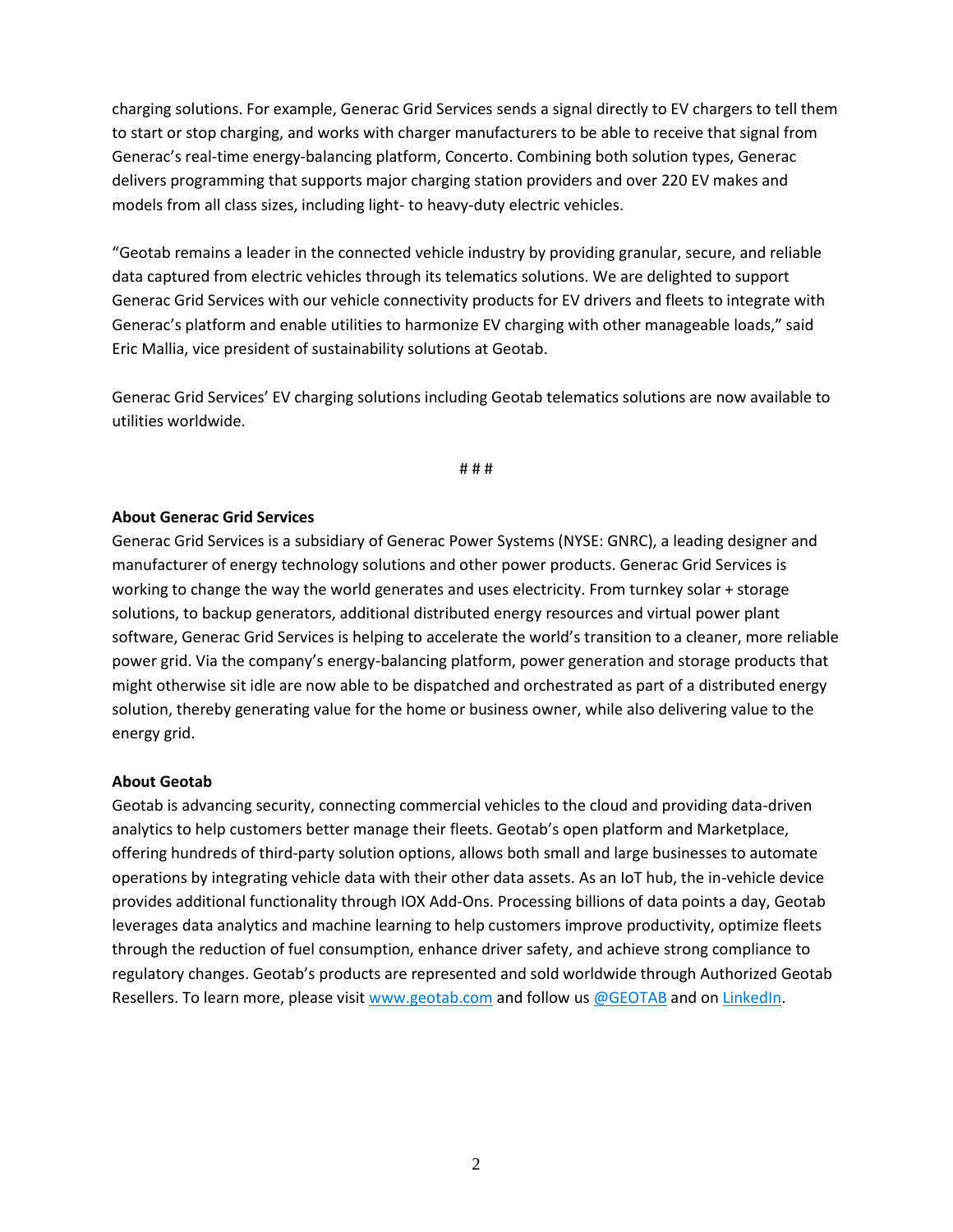charging solutions. For example, Generac Grid Services sends a signal directly to EV chargers to tell them to start or stop charging, and works with charger manufacturers to be able to receive that signal from Generac's real-time energy-balancing platform, Concerto. Combining both solution types, Generac delivers programming that supports major charging station providers and over 220 EV makes and models from all class sizes, including light- to heavy-duty electric vehicles.

"Geotab remains a leader in the connected vehicle industry by providing granular, secure, and reliable data captured from electric vehicles through its telematics solutions. We are delighted to support Generac Grid Services with our vehicle connectivity products for EV drivers and fleets to integrate with Generac's platform and enable utilities to harmonize EV charging with other manageable loads," said Eric Mallia, vice president of sustainability solutions at Geotab.

Generac Grid Services' EV charging solutions including Geotab telematics solutions are now available to utilities worldwide.

# # #

**About Generac Grid Services**

Generac Grid Services is a subsidiary of Generac Power Systems (NYSE: GNRC), a leading designer and manufacturer of energy technology solutions and other power products. Generac Grid Services is working to change the way the world generates and uses electricity. From turnkey solar + storage solutions, to backup generators, additional distributed energy resources and virtual power plant software, Generac Grid Services is helping to accelerate the world's transition to a cleaner, more reliable power grid. Via the company's energy-balancing platform, power generation and storage products that might otherwise sit idle are now able to be dispatched and orchestrated as part of a distributed energy solution, thereby generating value for the home or business owner, while also delivering value to the energy grid.

**About Geotab**

Geotab is advancing security, connecting commercial vehicles to the cloud and providing data-driven analytics to help customers better manage their fleets. Geotab's open platform and Marketplace, offering hundreds of third-party solution options, allows both small and large businesses to automate operations by integrating vehicle data with their other data assets. As an IoT hub, the in-vehicle device provides additional functionality through IOX Add-Ons. Processing billions of data points a day, Geotab leverages data analytics and machine learning to help customers improve productivity, optimize fleets through the reduction of fuel consumption, enhance driver safety, and achieve strong compliance to regulatory changes. Geotab's products are represented and sold worldwide through Authorized Geotab Resellers. To learn more, please visit www.geotab.com and follow us @GEOTAB and on LinkedIn.